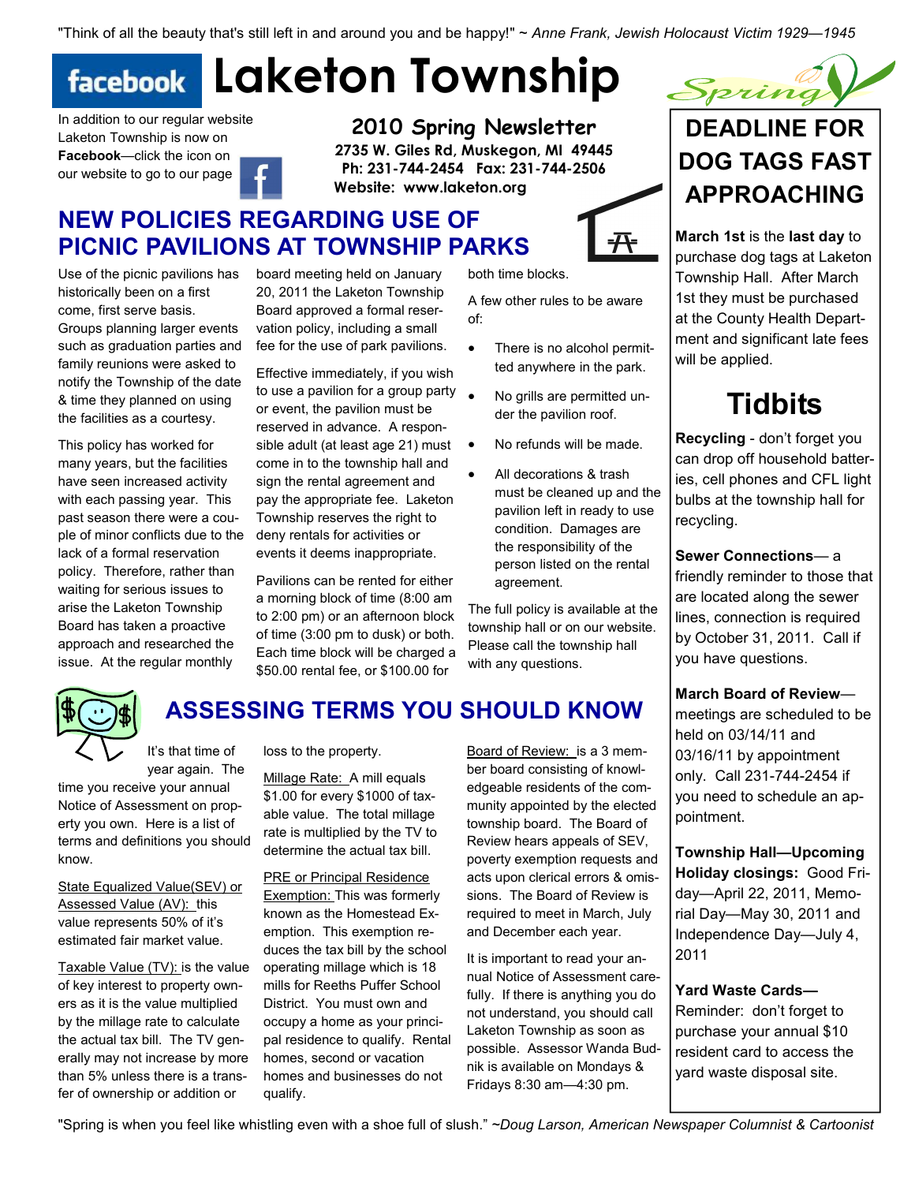"Think of all the beauty that's still left in and around you and be happy!" ~ *Anne Frank, Jewish Holocaust Victim 1929—1945*

# Laketon Township

In addition to our regular website Laketon Township is now on **Facebook**—click the icon on our website to go to our page

## 2010 Spring Newsletter

**2735 W. Giles Rd, Muskegon, MI 49445**
**Ph: 231-744-2454 Fax: 231-744-2506**
**Website: www.laketon.org**

## NEW POLICIES REGARDING USE OF PICNIC PAVILIONS AT TOWNSHIP PARKS

Use of the picnic pavilions has historically been on a first come, first serve basis. Groups planning larger events such as graduation parties and family reunions were asked to notify the Township of the date & time they planned on using the facilities as a courtesy.

This policy has worked for many years, but the facilities have seen increased activity with each passing year. This past season there were a couple of minor conflicts due to the lack of a formal reservation policy. Therefore, rather than waiting for serious issues to arise the Laketon Township Board has taken a proactive approach and researched the issue. At the regular monthly board meeting held on January 20, 2011 the Laketon Township Board approved a formal reservation policy, including a small fee for the use of park pavilions.

Effective immediately, if you wish to use a pavilion for a group party or event, the pavilion must be reserved in advance. A responsible adult (at least age 21) must come in to the township hall and sign the rental agreement and pay the appropriate fee. Laketon Township reserves the right to deny rentals for activities or events it deems inappropriate.

Pavilions can be rented for either a morning block of time (8:00 am to 2:00 pm) or an afternoon block of time (3:00 pm to dusk) or both. Each time block will be charged a $50.00 rental fee, or $100.00 for both time blocks.

A few other rules to be aware of:

- There is no alcohol permitted anywhere in the park.
- No grills are permitted under the pavilion roof.
- No refunds will be made.
- All decorations & trash must be cleaned up and the pavilion left in ready to use condition. Damages are the responsibility of the person listed on the rental agreement.

The full policy is available at the township hall or on our website. Please call the township hall with any questions.

## ASSESSING TERMS YOU SHOULD KNOW

It's that time of year again. The time you receive your annual Notice of Assessment on property you own. Here is a list of terms and definitions you should know.

State Equalized Value(SEV) or Assessed Value (AV): this value represents 50% of it's estimated fair market value.

Taxable Value (TV): is the value of key interest to property owners as it is the value multiplied by the millage rate to calculate the actual tax bill. The TV generally may not increase by more than 5% unless there is a transfer of ownership or addition or loss to the property.

Millage Rate: A mill equals $1.00 for every $1000 of taxable value. The total millage rate is multiplied by the TV to determine the actual tax bill.

PRE or Principal Residence Exemption: This was formerly known as the Homestead Exemption. This exemption reduces the tax bill by the school operating millage which is 18 mills for Reeths Puffer School District. You must own and occupy a home as your principal residence to qualify. Rental homes, second or vacation homes and businesses do not qualify.

Board of Review: is a 3 member board consisting of knowledgeable residents of the community appointed by the elected township board. The Board of Review hears appeals of SEV, poverty exemption requests and acts upon clerical errors & omissions. The Board of Review is required to meet in March, July and December each year.

It is important to read your annual Notice of Assessment carefully. If there is anything you do not understand, you should call Laketon Township as soon as possible. Assessor Wanda Budnik is available on Mondays & Fridays 8:30 am—4:30 pm.

## DEADLINE FOR DOG TAGS FAST APPROACHING

**March 1st** is the **last day** to purchase dog tags at Laketon Township Hall. After March 1st they must be purchased at the County Health Department and significant late fees will be applied.

## Tidbits

**Recycling** - don't forget you can drop off household batteries, cell phones and CFL light bulbs at the township hall for recycling.

**Sewer Connections**— a friendly reminder to those that are located along the sewer lines, connection is required by October 31, 2011. Call if you have questions.

**March Board of Review**—meetings are scheduled to be held on 03/14/11 and 03/16/11 by appointment only. Call 231-744-2454 if you need to schedule an appointment.

**Township Hall—Upcoming Holiday closings:** Good Friday—April 22, 2011, Memorial Day—May 30, 2011 and Independence Day—July 4, 2011

**Yard Waste Cards—** Reminder: don't forget to purchase your annual $10 resident card to access the yard waste disposal site.

"Spring is when you feel like whistling even with a shoe full of slush." ~*Doug Larson, American Newspaper Columnist & Cartoonist*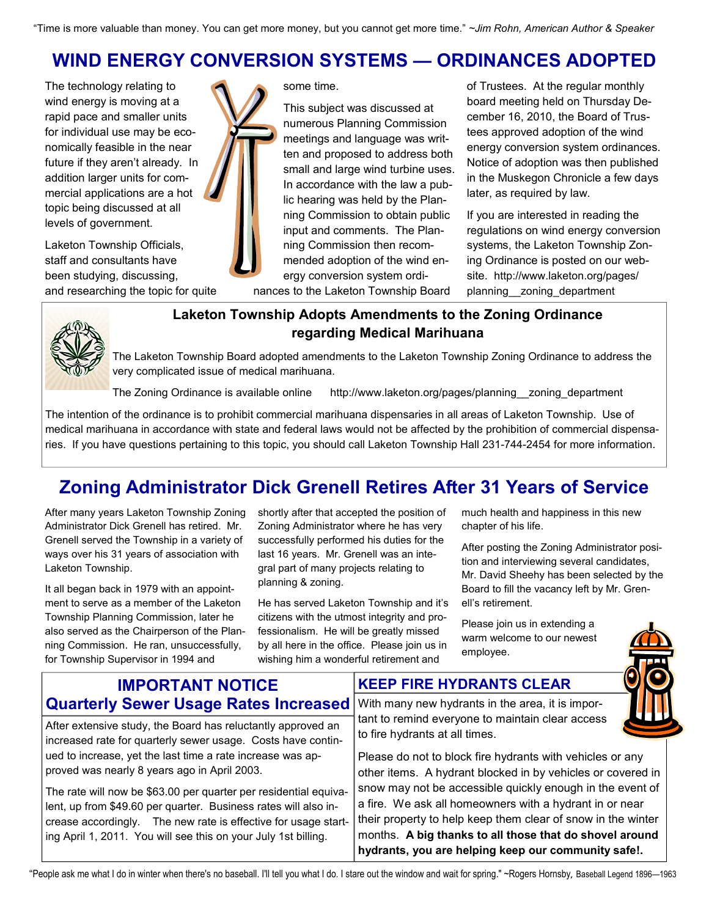"Time is more valuable than money. You can get more money, but you cannot get more time." ~*Jim Rohn, American Author & Speaker*

# WIND ENERGY CONVERSION SYSTEMS — ORDINANCES ADOPTED

The technology relating to wind energy is moving at a rapid pace and smaller units for individual use may be economically feasible in the near future if they aren't already. In addition larger units for commercial applications are a hot topic being discussed at all levels of government.

Laketon Township Officials, staff and consultants have been studying, discussing, and researching the topic for quite some time.

This subject was discussed at numerous Planning Commission meetings and language was written and proposed to address both small and large wind turbine uses. In accordance with the law a public hearing was held by the Planning Commission to obtain public input and comments. The Planning Commission then recommended adoption of the wind energy conversion system ordinances to the Laketon Township Board of Trustees. At the regular monthly board meeting held on Thursday December 16, 2010, the Board of Trustees approved adoption of the wind energy conversion system ordinances. Notice of adoption was then published in the Muskegon Chronicle a few days later, as required by law.

If you are interested in reading the regulations on wind energy conversion systems, the Laketon Township Zoning Ordinance is posted on our website. http://www.laketon.org/pages/planning__zoning_department

## Laketon Township Adopts Amendments to the Zoning Ordinance regarding Medical Marihuana

The Laketon Township Board adopted amendments to the Laketon Township Zoning Ordinance to address the very complicated issue of medical marihuana.

The Zoning Ordinance is available online http://www.laketon.org/pages/planning__zoning_department

The intention of the ordinance is to prohibit commercial marihuana dispensaries in all areas of Laketon Township. Use of medical marihuana in accordance with state and federal laws would not be affected by the prohibition of commercial dispensaries. If you have questions pertaining to this topic, you should call Laketon Township Hall 231-744-2454 for more information.

# Zoning Administrator Dick Grenell Retires After 31 Years of Service

After many years Laketon Township Zoning Administrator Dick Grenell has retired. Mr. Grenell served the Township in a variety of ways over his 31 years of association with Laketon Township.

It all began back in 1979 with an appointment to serve as a member of the Laketon Township Planning Commission, later he also served as the Chairperson of the Planning Commission. He ran, unsuccessfully, for Township Supervisor in 1994 and shortly after that accepted the position of Zoning Administrator where he has very successfully performed his duties for the last 16 years. Mr. Grenell was an integral part of many projects relating to planning & zoning.

He has served Laketon Township and it's citizens with the utmost integrity and professionalism. He will be greatly missed by all here in the office. Please join us in wishing him a wonderful retirement and much health and happiness in this new chapter of his life.

After posting the Zoning Administrator position and interviewing several candidates, Mr. David Sheehy has been selected by the Board to fill the vacancy left by Mr. Grenell's retirement.

Please join us in extending a warm welcome to our newest employee.

## IMPORTANT NOTICE
## Quarterly Sewer Usage Rates Increased

After extensive study, the Board has reluctantly approved an increased rate for quarterly sewer usage. Costs have continued to increase, yet the last time a rate increase was approved was nearly 8 years ago in April 2003.

The rate will now be $63.00 per quarter per residential equivalent, up from $49.60 per quarter. Business rates will also increase accordingly. The new rate is effective for usage starting April 1, 2011. You will see this on your July 1st billing.

## KEEP FIRE HYDRANTS CLEAR

With many new hydrants in the area, it is important to remind everyone to maintain clear access to fire hydrants at all times.

Please do not to block fire hydrants with vehicles or any other items. A hydrant blocked in by vehicles or covered in snow may not be accessible quickly enough in the event of a fire. We ask all homeowners with a hydrant in or near their property to help keep them clear of snow in the winter months. **A big thanks to all those that do shovel around hydrants, you are helping keep our community safe!.**

"People ask me what I do in winter when there's no baseball. I'll tell you what I do. I stare out the window and wait for spring." ~Rogers Hornsby, Baseball Legend 1896—1963